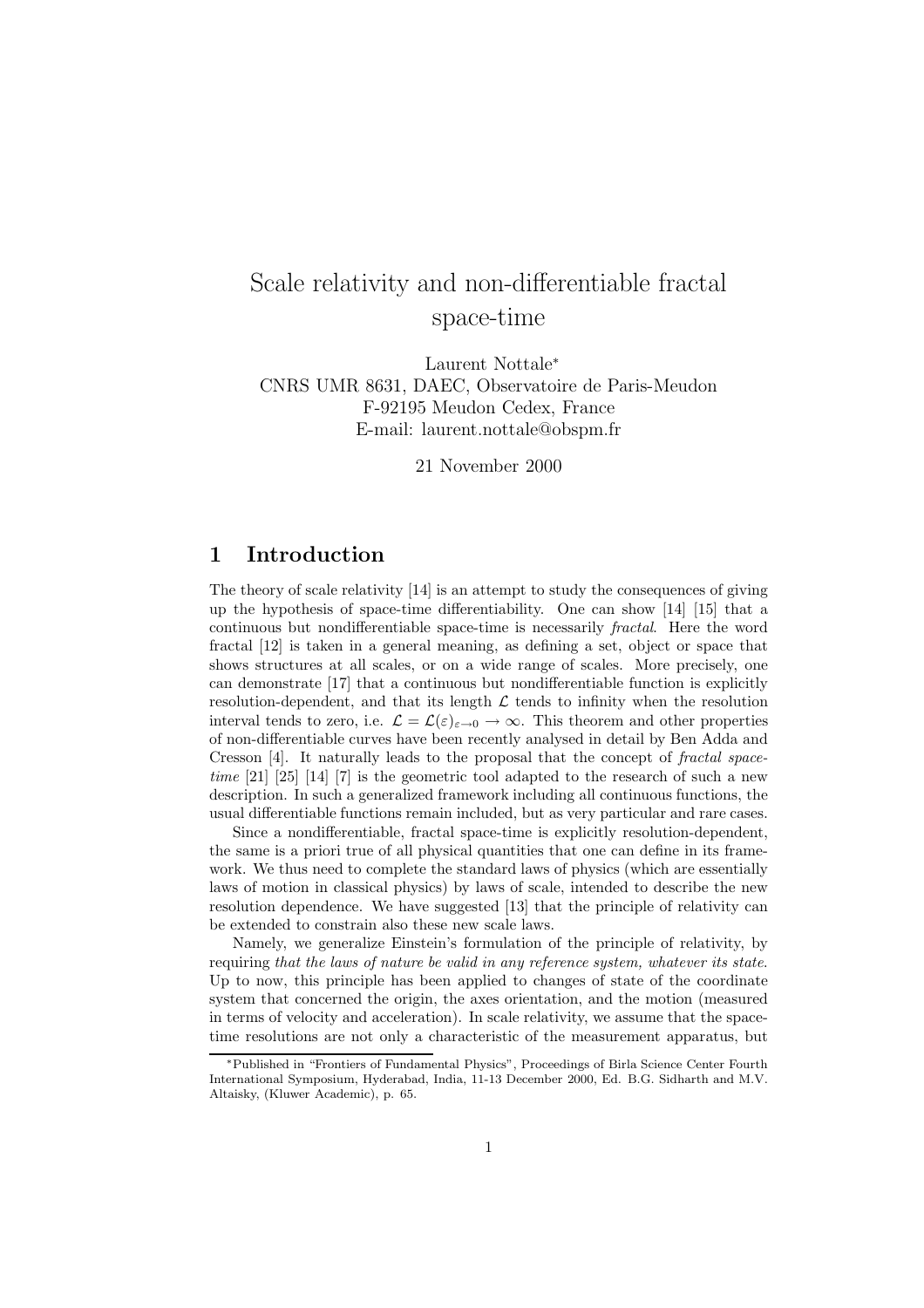# Scale relativity and non-differentiable fractal space-time

Laurent Nottale*
CNRS UMR 8631, DAEC, Observatoire de Paris-Meudon
F-92195 Meudon Cedex, France
E-mail: laurent.nottale@obspm.fr

21 November 2000

## 1 Introduction

The theory of scale relativity [14] is an attempt to study the consequences of giving up the hypothesis of space-time differentiability. One can show [14] [15] that a continuous but nondifferentiable space-time is necessarily *fractal*. Here the word fractal [12] is taken in a general meaning, as defining a set, object or space that shows structures at all scales, or on a wide range of scales. More precisely, one can demonstrate [17] that a continuous but nondifferentiable function is explicitly resolution-dependent, and that its length $\mathcal{L}$ tends to infinity when the resolution interval tends to zero, i.e. $\mathcal{L} = \mathcal{L}(\varepsilon)_{\varepsilon \to 0} \to \infty$. This theorem and other properties of non-differentiable curves have been recently analysed in detail by Ben Adda and Cresson [4]. It naturally leads to the proposal that the concept of *fractal space-time* [21] [25] [14] [7] is the geometric tool adapted to the research of such a new description. In such a generalized framework including all continuous functions, the usual differentiable functions remain included, but as very particular and rare cases.

Since a nondifferentiable, fractal space-time is explicitly resolution-dependent, the same is a priori true of all physical quantities that one can define in its framework. We thus need to complete the standard laws of physics (which are essentially laws of motion in classical physics) by laws of scale, intended to describe the new resolution dependence. We have suggested [13] that the principle of relativity can be extended to constrain also these new scale laws.

Namely, we generalize Einstein's formulation of the principle of relativity, by requiring *that the laws of nature be valid in any reference system, whatever its state.* Up to now, this principle has been applied to changes of state of the coordinate system that concerned the origin, the axes orientation, and the motion (measured in terms of velocity and acceleration). In scale relativity, we assume that the space-time resolutions are not only a characteristic of the measurement apparatus, but

*Published in "Frontiers of Fundamental Physics", Proceedings of Birla Science Center Fourth International Symposium, Hyderabad, India, 11-13 December 2000, Ed. B.G. Sidharth and M.V. Altaisky, (Kluwer Academic), p. 65.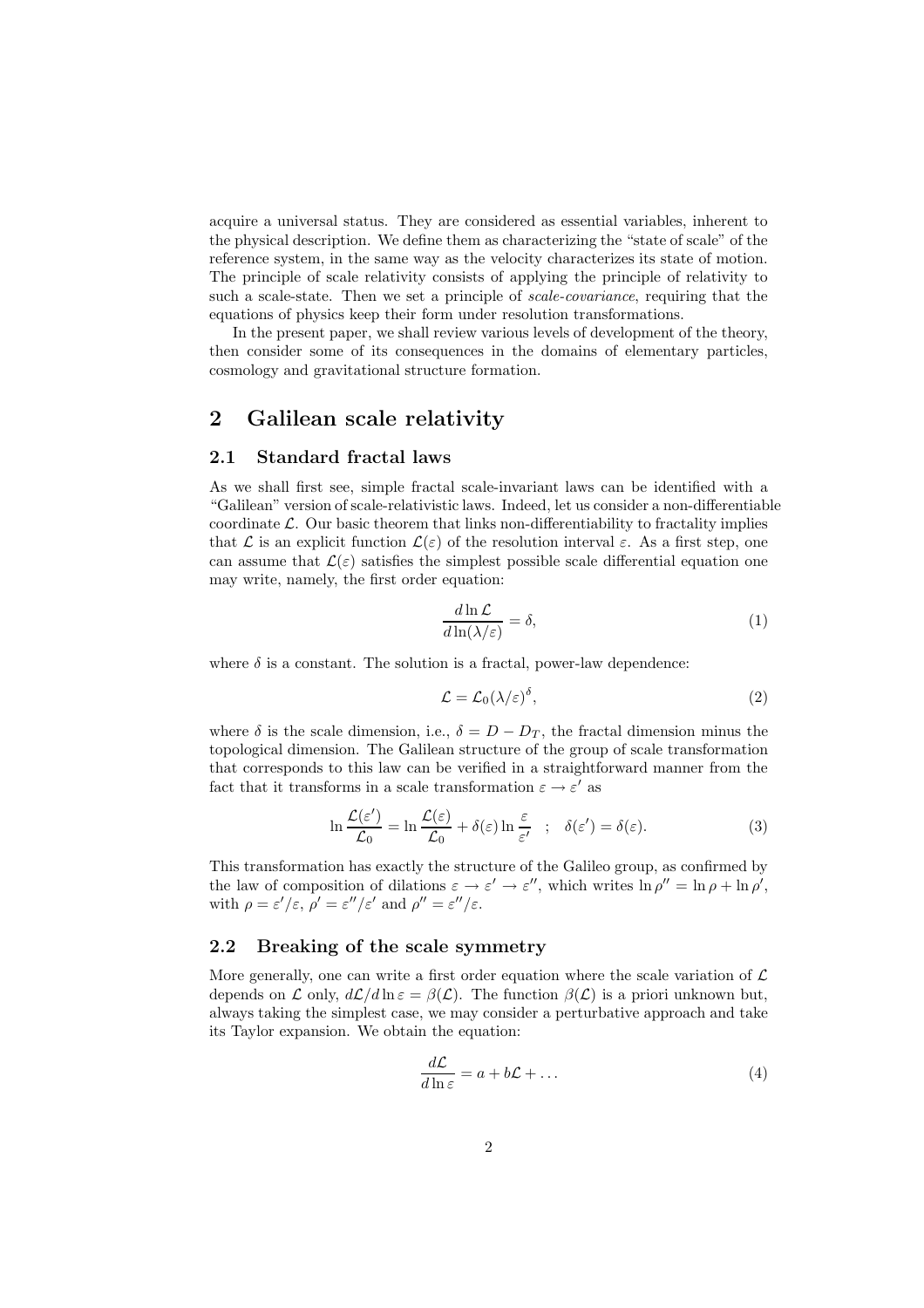acquire a universal status. They are considered as essential variables, inherent to the physical description. We define them as characterizing the "state of scale" of the reference system, in the same way as the velocity characterizes its state of motion. The principle of scale relativity consists of applying the principle of relativity to such a scale-state. Then we set a principle of *scale-covariance*, requiring that the equations of physics keep their form under resolution transformations.

In the present paper, we shall review various levels of development of the theory, then consider some of its consequences in the domains of elementary particles, cosmology and gravitational structure formation.

## 2 Galilean scale relativity

### 2.1 Standard fractal laws

As we shall first see, simple fractal scale-invariant laws can be identified with a "Galilean" version of scale-relativistic laws. Indeed, let us consider a non-differentiable coordinate $\mathcal{L}$. Our basic theorem that links non-differentiability to fractality implies that $\mathcal{L}$ is an explicit function $\mathcal{L}(\varepsilon)$ of the resolution interval $\varepsilon$. As a first step, one can assume that $\mathcal{L}(\varepsilon)$ satisfies the simplest possible scale differential equation one may write, namely, the first order equation:

$$\frac{d \ln \mathcal{L}}{d \ln(\lambda/\varepsilon)} = \delta, \tag{1}$$

where $\delta$ is a constant. The solution is a fractal, power-law dependence:

$$\mathcal{L} = \mathcal{L}_0 (\lambda/\varepsilon)^{\delta}, \tag{2}$$

where $\delta$ is the scale dimension, i.e., $\delta = D - D_T$, the fractal dimension minus the topological dimension. The Galilean structure of the group of scale transformation that corresponds to this law can be verified in a straightforward manner from the fact that it transforms in a scale transformation $\varepsilon \to \varepsilon'$ as

$$\ln \frac{\mathcal{L}(\varepsilon')}{\mathcal{L}_0} = \ln \frac{\mathcal{L}(\varepsilon)}{\mathcal{L}_0} + \delta(\varepsilon) \ln \frac{\varepsilon}{\varepsilon'} \quad ; \quad \delta(\varepsilon') = \delta(\varepsilon). \tag{3}$$

This transformation has exactly the structure of the Galileo group, as confirmed by the law of composition of dilations $\varepsilon \to \varepsilon' \to \varepsilon''$, which writes $\ln \rho'' = \ln \rho + \ln \rho'$, with $\rho = \varepsilon'/\varepsilon$, $\rho' = \varepsilon''/\varepsilon'$ and $\rho'' = \varepsilon''/\varepsilon$.

### 2.2 Breaking of the scale symmetry

More generally, one can write a first order equation where the scale variation of $\mathcal{L}$ depends on $\mathcal{L}$ only, $d\mathcal{L}/d \ln \varepsilon = \beta(\mathcal{L})$. The function $\beta(\mathcal{L})$ is a priori unknown but, always taking the simplest case, we may consider a perturbative approach and take its Taylor expansion. We obtain the equation:

$$\frac{d\mathcal{L}}{d \ln \varepsilon} = a + b\mathcal{L} + \dots \tag{4}$$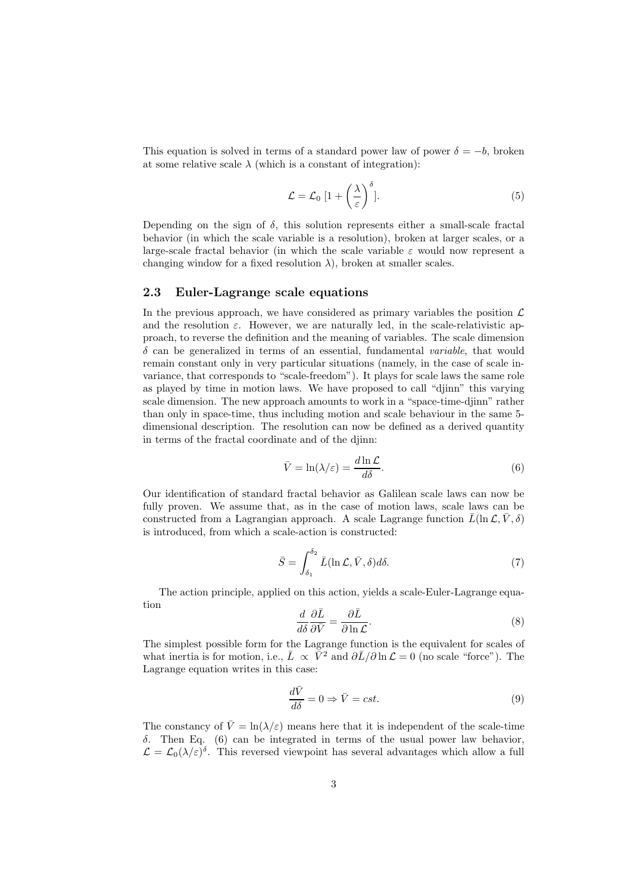This equation is solved in terms of a standard power law of power $\delta = -b$, broken at some relative scale $\lambda$ (which is a constant of integration):

$$\mathcal{L} = \mathcal{L}_0 \left[1 + \left(\frac{\lambda}{\varepsilon}\right)^{\delta}\right]. \tag{5}$$

Depending on the sign of $\delta$, this solution represents either a small-scale fractal behavior (in which the scale variable is a resolution), broken at larger scales, or a large-scale fractal behavior (in which the scale variable $\varepsilon$ would now represent a changing window for a fixed resolution $\lambda$), broken at smaller scales.

### 2.3 Euler-Lagrange scale equations

In the previous approach, we have considered as primary variables the position $\mathcal{L}$ and the resolution $\varepsilon$. However, we are naturally led, in the scale-relativistic approach, to reverse the definition and the meaning of variables. The scale dimension $\delta$ can be generalized in terms of an essential, fundamental *variable*, that would remain constant only in very particular situations (namely, in the case of scale invariance, that corresponds to "scale-freedom"). It plays for scale laws the same role as played by time in motion laws. We have proposed to call "djinn" this varying scale dimension. The new approach amounts to work in a "space-time-djinn" rather than only in space-time, thus including motion and scale behaviour in the same 5-dimensional description. The resolution can now be defined as a derived quantity in terms of the fractal coordinate and of the djinn:

$$\bar{V} = \ln(\lambda/\varepsilon) = \frac{d \ln \mathcal{L}}{d\delta}. \tag{6}$$

Our identification of standard fractal behavior as Galilean scale laws can now be fully proven. We assume that, as in the case of motion laws, scale laws can be constructed from a Lagrangian approach. A scale Lagrange function $\bar{L}(\ln \mathcal{L}, \bar{V}, \delta)$ is introduced, from which a scale-action is constructed:

$$\bar{S} = \int_{\delta_1}^{\delta_2} \bar{L}(\ln \mathcal{L}, \bar{V}, \delta) d\delta. \tag{7}$$

The action principle, applied on this action, yields a scale-Euler-Lagrange equation

$$\frac{d}{d\delta} \frac{\partial \bar{L}}{\partial \bar{V}} = \frac{\partial \bar{L}}{\partial \ln \mathcal{L}}. \tag{8}$$

The simplest possible form for the Lagrange function is the equivalent for scales of what inertia is for motion, i.e., $\bar{L} \propto \bar{V}^2$ and $\partial \bar{L}/\partial \ln \mathcal{L} = 0$ (no scale "force"). The Lagrange equation writes in this case:

$$\frac{d\bar{V}}{d\delta} = 0 \Rightarrow \bar{V} = cst. \tag{9}$$

The constancy of $\bar{V} = \ln(\lambda/\varepsilon)$ means here that it is independent of the scale-time $\delta$. Then Eq. (6) can be integrated in terms of the usual power law behavior, $\mathcal{L} = \mathcal{L}_0 (\lambda/\varepsilon)^{\delta}$. This reversed viewpoint has several advantages which allow a full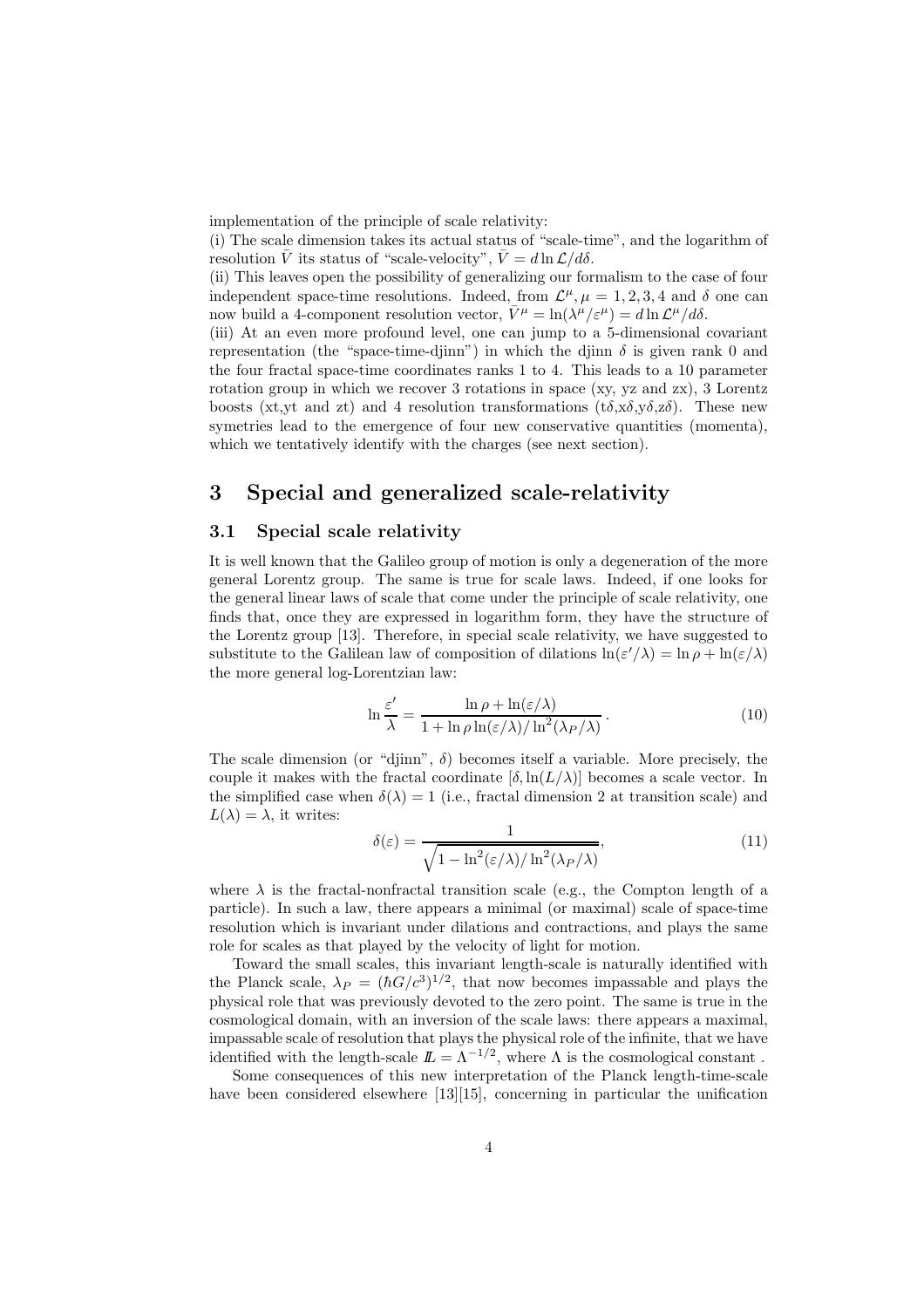implementation of the principle of scale relativity:

(i) The scale dimension takes its actual status of "scale-time", and the logarithm of resolution $\bar{V}$ its status of "scale-velocity", $\bar{V} = d \ln \mathcal{L}/d\delta$.

(ii) This leaves open the possibility of generalizing our formalism to the case of four independent space-time resolutions. Indeed, from $\mathcal{L}^\mu, \mu = 1, 2, 3, 4$ and $\delta$ one can now build a 4-component resolution vector, $\bar{V}^\mu = \ln(\lambda^\mu/\varepsilon^\mu) = d \ln \mathcal{L}^\mu/d\delta$.

(iii) At an even more profound level, one can jump to a 5-dimensional covariant representation (the "space-time-djinn") in which the djinn $\delta$ is given rank 0 and the four fractal space-time coordinates ranks 1 to 4. This leads to a 10 parameter rotation group in which we recover 3 rotations in space (xy, yz and zx), 3 Lorentz boosts (xt,yt and zt) and 4 resolution transformations (t$\delta$,x$\delta$,y$\delta$,z$\delta$). These new symetries lead to the emergence of four new conservative quantities (momenta), which we tentatively identify with the charges (see next section).

# 3 Special and generalized scale-relativity

## 3.1 Special scale relativity

It is well known that the Galileo group of motion is only a degeneration of the more general Lorentz group. The same is true for scale laws. Indeed, if one looks for the general linear laws of scale that come under the principle of scale relativity, one finds that, once they are expressed in logarithm form, they have the structure of the Lorentz group [13]. Therefore, in special scale relativity, we have suggested to substitute to the Galilean law of composition of dilations $\ln(\varepsilon'/\lambda) = \ln \rho + \ln(\varepsilon/\lambda)$ the more general log-Lorentzian law:

$$\ln \frac{\varepsilon'}{\lambda} = \frac{\ln \rho + \ln(\varepsilon/\lambda)}{1 + \ln \rho \ln(\varepsilon/\lambda)/\ln^2(\lambda_P/\lambda)}. \tag{10}$$

The scale dimension (or "djinn", $\delta$) becomes itself a variable. More precisely, the couple it makes with the fractal coordinate $[\delta, \ln(L/\lambda)]$ becomes a scale vector. In the simplified case when $\delta(\lambda) = 1$ (i.e., fractal dimension 2 at transition scale) and $L(\lambda) = \lambda$, it writes:

$$\delta(\varepsilon) = \frac{1}{\sqrt{1 - \ln^2(\varepsilon/\lambda)/\ln^2(\lambda_P/\lambda)}}, \tag{11}$$

where $\lambda$ is the fractal-nonfractal transition scale (e.g., the Compton length of a particle). In such a law, there appears a minimal (or maximal) scale of space-time resolution which is invariant under dilations and contractions, and plays the same role for scales as that played by the velocity of light for motion.

Toward the small scales, this invariant length-scale is naturally identified with the Planck scale, $\lambda_P = (\hbar G/c^3)^{1/2}$, that now becomes impassable and plays the physical role that was previously devoted to the zero point. The same is true in the cosmological domain, with an inversion of the scale laws: there appears a maximal, impassable scale of resolution that plays the physical role of the infinite, that we have identified with the length-scale $\mathbb{L} = \Lambda^{-1/2}$, where $\Lambda$ is the cosmological constant .

Some consequences of this new interpretation of the Planck length-time-scale have been considered elsewhere [13][15], concerning in particular the unification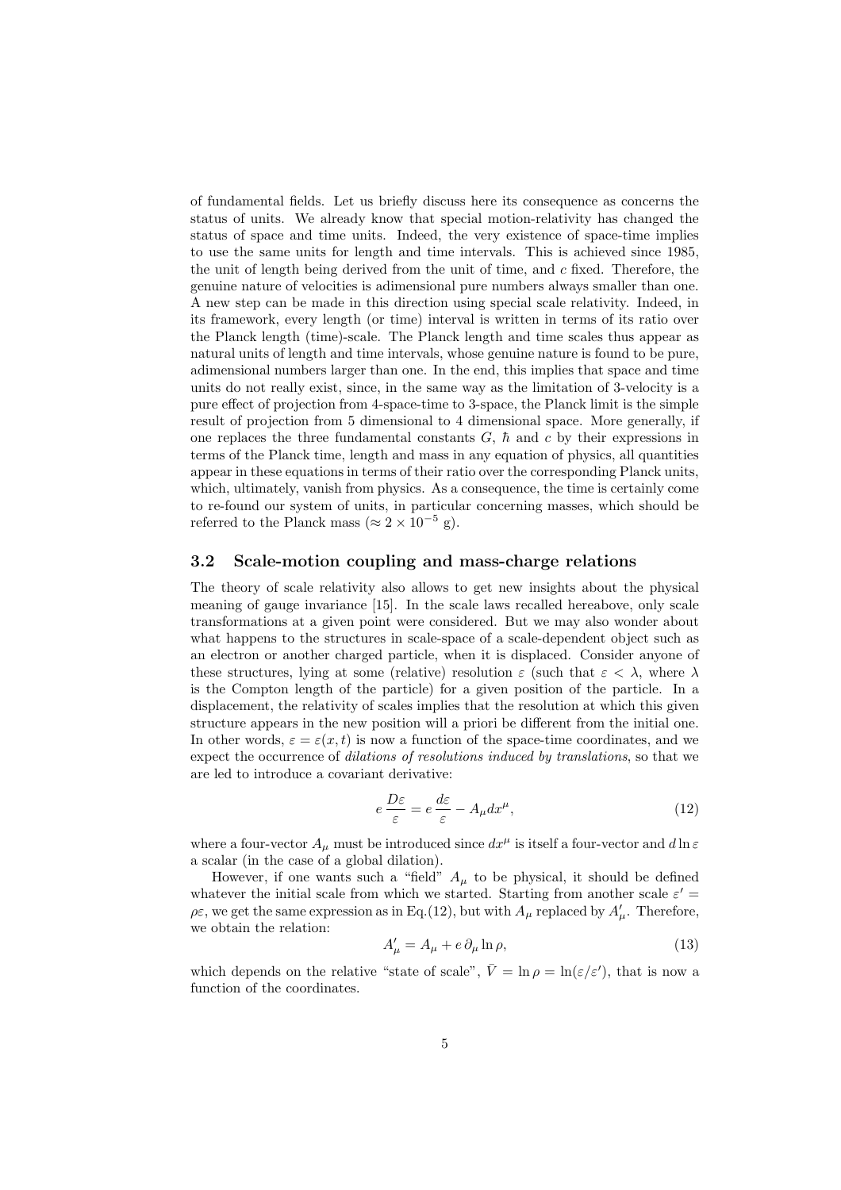of fundamental fields. Let us briefly discuss here its consequence as concerns the status of units. We already know that special motion-relativity has changed the status of space and time units. Indeed, the very existence of space-time implies to use the same units for length and time intervals. This is achieved since 1985, the unit of length being derived from the unit of time, and $c$ fixed. Therefore, the genuine nature of velocities is adimensional pure numbers always smaller than one. A new step can be made in this direction using special scale relativity. Indeed, in its framework, every length (or time) interval is written in terms of its ratio over the Planck length (time)-scale. The Planck length and time scales thus appear as natural units of length and time intervals, whose genuine nature is found to be pure, adimensional numbers larger than one. In the end, this implies that space and time units do not really exist, since, in the same way as the limitation of 3-velocity is a pure effect of projection from 4-space-time to 3-space, the Planck limit is the simple result of projection from 5 dimensional to 4 dimensional space. More generally, if one replaces the three fundamental constants $G$, $\hbar$ and $c$ by their expressions in terms of the Planck time, length and mass in any equation of physics, all quantities appear in these equations in terms of their ratio over the corresponding Planck units, which, ultimately, vanish from physics. As a consequence, the time is certainly come to re-found our system of units, in particular concerning masses, which should be referred to the Planck mass ($\approx 2 \times 10^{-5}$ g).

### 3.2 Scale-motion coupling and mass-charge relations

The theory of scale relativity also allows to get new insights about the physical meaning of gauge invariance [15]. In the scale laws recalled hereabove, only scale transformations at a given point were considered. But we may also wonder about what happens to the structures in scale-space of a scale-dependent object such as an electron or another charged particle, when it is displaced. Consider anyone of these structures, lying at some (relative) resolution $\varepsilon$ (such that $\varepsilon < \lambda$, where $\lambda$ is the Compton length of the particle) for a given position of the particle. In a displacement, the relativity of scales implies that the resolution at which this given structure appears in the new position will a priori be different from the initial one. In other words, $\varepsilon = \varepsilon(x, t)$ is now a function of the space-time coordinates, and we expect the occurrence of *dilations of resolutions induced by translations*, so that we are led to introduce a covariant derivative:

$$e \, \frac{D\varepsilon}{\varepsilon} = e \, \frac{d\varepsilon}{\varepsilon} - A_\mu dx^\mu, \tag{12}$$

where a four-vector $A_\mu$ must be introduced since $dx^\mu$ is itself a four-vector and $d \ln \varepsilon$ a scalar (in the case of a global dilation).

However, if one wants such a "field" $A_\mu$ to be physical, it should be defined whatever the initial scale from which we started. Starting from another scale $\varepsilon' = \rho\varepsilon$, we get the same expression as in Eq.(12), but with $A_\mu$ replaced by $A'_\mu$. Therefore, we obtain the relation:

$$A'_\mu = A_\mu + e \, \partial_\mu \ln \rho, \tag{13}$$

which depends on the relative "state of scale", $\bar{V} = \ln \rho = \ln(\varepsilon/\varepsilon')$, that is now a function of the coordinates.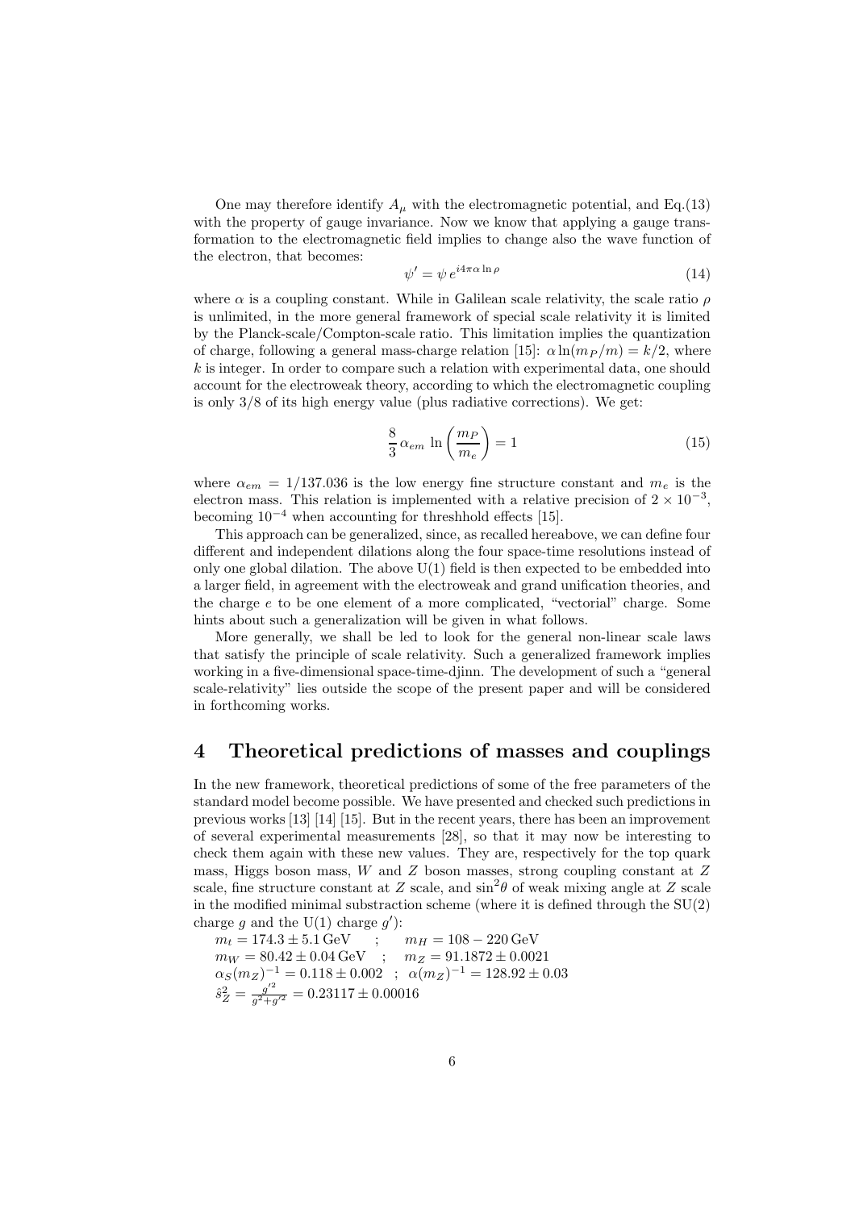One may therefore identify $A_\mu$ with the electromagnetic potential, and Eq.(13) with the property of gauge invariance. Now we know that applying a gauge transformation to the electromagnetic field implies to change also the wave function of the electron, that becomes:

$$\psi' = \psi \, e^{i4\pi\alpha \ln \rho} \tag{14}$$

where $\alpha$ is a coupling constant. While in Galilean scale relativity, the scale ratio $\rho$ is unlimited, in the more general framework of special scale relativity it is limited by the Planck-scale/Compton-scale ratio. This limitation implies the quantization of charge, following a general mass-charge relation [15]: $\alpha \ln(m_P/m) = k/2$, where $k$ is integer. In order to compare such a relation with experimental data, one should account for the electroweak theory, according to which the electromagnetic coupling is only 3/8 of its high energy value (plus radiative corrections). We get:

$$\frac{8}{3}\,\alpha_{em}\,\ln\left(\frac{m_P}{m_e}\right) = 1 \tag{15}$$

where $\alpha_{em} = 1/137.036$ is the low energy fine structure constant and $m_e$ is the electron mass. This relation is implemented with a relative precision of $2 \times 10^{-3}$, becoming $10^{-4}$ when accounting for threshhold effects [15].

This approach can be generalized, since, as recalled hereabove, we can define four different and independent dilations along the four space-time resolutions instead of only one global dilation. The above U(1) field is then expected to be embedded into a larger field, in agreement with the electroweak and grand unification theories, and the charge $e$ to be one element of a more complicated, "vectorial" charge. Some hints about such a generalization will be given in what follows.

More generally, we shall be led to look for the general non-linear scale laws that satisfy the principle of scale relativity. Such a generalized framework implies working in a five-dimensional space-time-djinn. The development of such a "general scale-relativity" lies outside the scope of the present paper and will be considered in forthcoming works.

## 4 Theoretical predictions of masses and couplings

In the new framework, theoretical predictions of some of the free parameters of the standard model become possible. We have presented and checked such predictions in previous works [13] [14] [15]. But in the recent years, there has been an improvement of several experimental measurements [28], so that it may now be interesting to check them again with these new values. They are, respectively for the top quark mass, Higgs boson mass, $W$ and $Z$ boson masses, strong coupling constant at $Z$ scale, fine structure constant at $Z$ scale, and $\sin^2\theta$ of weak mixing angle at $Z$ scale in the modified minimal substraction scheme (where it is defined through the SU(2) charge $g$ and the U(1) charge $g'$):

$m_t = 174.3 \pm 5.1\,\text{GeV}$ ; $m_H = 108 - 220\,\text{GeV}$
$m_W = 80.42 \pm 0.04\,\text{GeV}$ ; $m_Z = 91.1872 \pm 0.0021$
$\alpha_S(m_Z)^{-1} = 0.118 \pm 0.002$ ; $\alpha(m_Z)^{-1} = 128.92 \pm 0.03$
$\hat{s}_Z^2 = \frac{g'^2}{g^2+g'^2} = 0.23117 \pm 0.00016$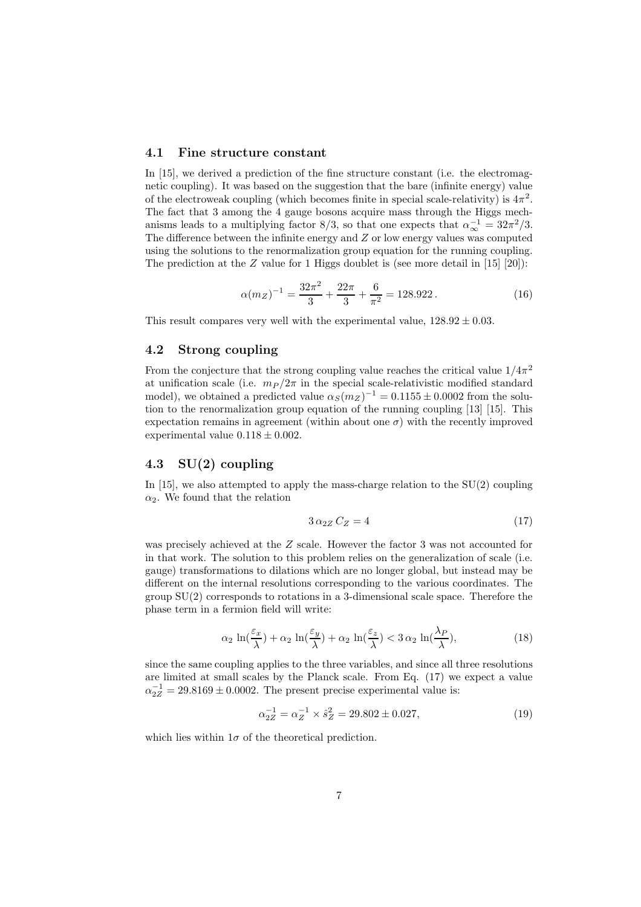### 4.1 Fine structure constant

In [15], we derived a prediction of the fine structure constant (i.e. the electromagnetic coupling). It was based on the suggestion that the bare (infinite energy) value of the electroweak coupling (which becomes finite in special scale-relativity) is $4\pi^2$. The fact that 3 among the 4 gauge bosons acquire mass through the Higgs mechanisms leads to a multiplying factor 8/3, so that one expects that $\alpha_\infty^{-1} = 32\pi^2/3$. The difference between the infinite energy and $Z$ or low energy values was computed using the solutions to the renormalization group equation for the running coupling. The prediction at the $Z$ value for 1 Higgs doublet is (see more detail in [15] [20]):

$$\alpha(m_Z)^{-1} = \frac{32\pi^2}{3} + \frac{22\pi}{3} + \frac{6}{\pi^2} = 128.922\,. \tag{16}$$

This result compares very well with the experimental value, $128.92 \pm 0.03$.

### 4.2 Strong coupling

From the conjecture that the strong coupling value reaches the critical value $1/4\pi^2$ at unification scale (i.e. $m_P/2\pi$ in the special scale-relativistic modified standard model), we obtained a predicted value $\alpha_S(m_Z)^{-1} = 0.1155 \pm 0.0002$ from the solution to the renormalization group equation of the running coupling [13] [15]. This expectation remains in agreement (within about one $\sigma$) with the recently improved experimental value $0.118 \pm 0.002$.

### 4.3 SU(2) coupling

In [15], we also attempted to apply the mass-charge relation to the SU(2) coupling $\alpha_2$. We found that the relation

$$3\,\alpha_{2Z}\,C_Z = 4 \tag{17}$$

was precisely achieved at the $Z$ scale. However the factor 3 was not accounted for in that work. The solution to this problem relies on the generalization of scale (i.e. gauge) transformations to dilations which are no longer global, but instead may be different on the internal resolutions corresponding to the various coordinates. The group SU(2) corresponds to rotations in a 3-dimensional scale space. Therefore the phase term in a fermion field will write:

$$\alpha_2\,\ln(\frac{\varepsilon_x}{\lambda}) + \alpha_2\,\ln(\frac{\varepsilon_y}{\lambda}) + \alpha_2\,\ln(\frac{\varepsilon_z}{\lambda}) < 3\,\alpha_2\,\ln(\frac{\lambda_P}{\lambda}), \tag{18}$$

since the same coupling applies to the three variables, and since all three resolutions are limited at small scales by the Planck scale. From Eq. (17) we expect a value $\alpha_{2Z}^{-1} = 29.8169 \pm 0.0002$. The present precise experimental value is:

$$\alpha_{2Z}^{-1} = \alpha_Z^{-1} \times \hat{s}_Z^2 = 29.802 \pm 0.027, \tag{19}$$

which lies within $1\sigma$ of the theoretical prediction.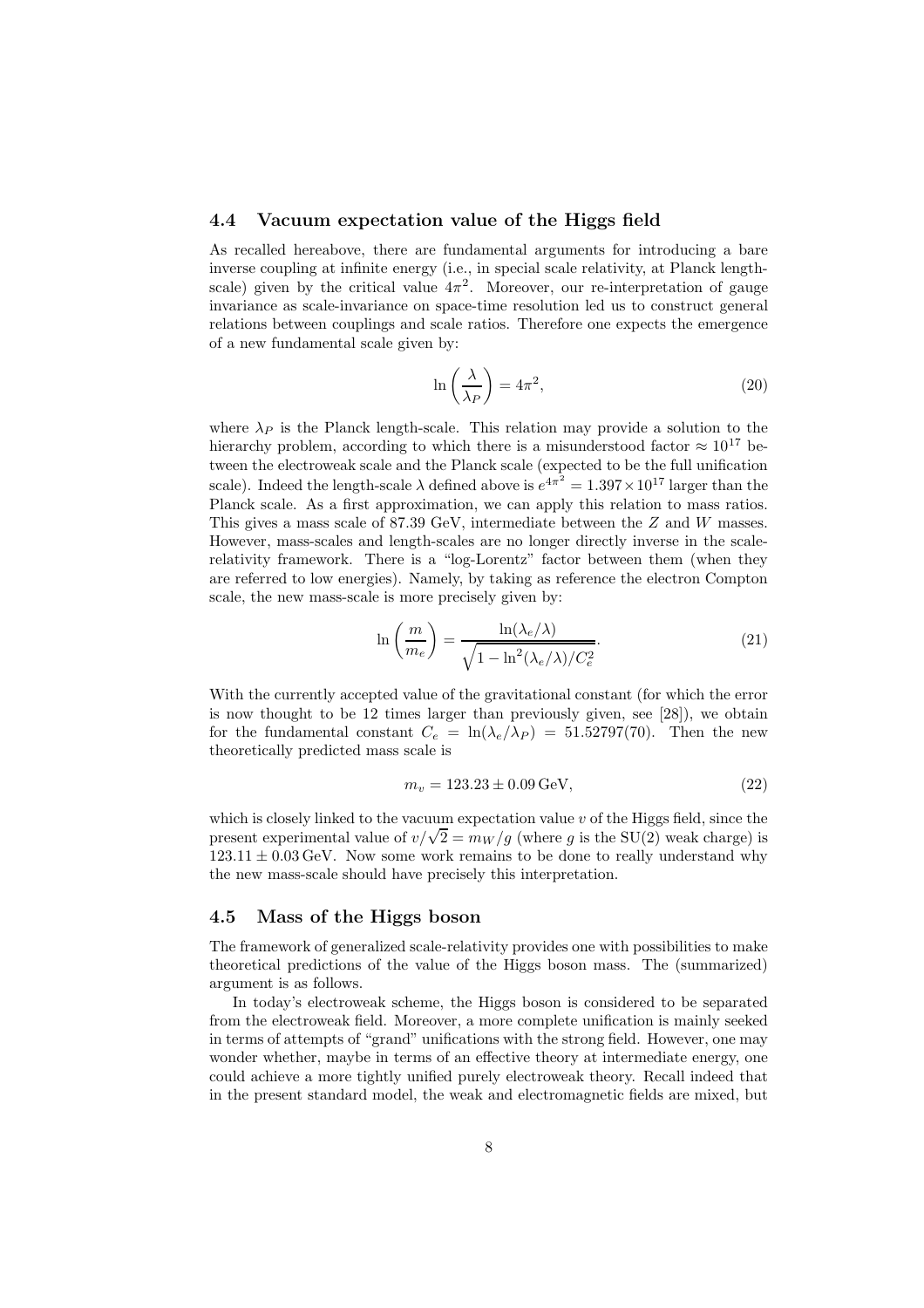### 4.4 Vacuum expectation value of the Higgs field

As recalled hereabove, there are fundamental arguments for introducing a bare inverse coupling at infinite energy (i.e., in special scale relativity, at Planck length-scale) given by the critical value $4\pi^2$. Moreover, our re-interpretation of gauge invariance as scale-invariance on space-time resolution led us to construct general relations between couplings and scale ratios. Therefore one expects the emergence of a new fundamental scale given by:

$$\ln\left(\frac{\lambda}{\lambda_P}\right) = 4\pi^2, \tag{20}$$

where $\lambda_P$ is the Planck length-scale. This relation may provide a solution to the hierarchy problem, according to which there is a misunderstood factor $\approx 10^{17}$ between the electroweak scale and the Planck scale (expected to be the full unification scale). Indeed the length-scale $\lambda$ defined above is $e^{4\pi^2} = 1.397 \times 10^{17}$ larger than the Planck scale. As a first approximation, we can apply this relation to mass ratios. This gives a mass scale of 87.39 GeV, intermediate between the $Z$ and $W$ masses. However, mass-scales and length-scales are no longer directly inverse in the scale-relativity framework. There is a "log-Lorentz" factor between them (when they are referred to low energies). Namely, by taking as reference the electron Compton scale, the new mass-scale is more precisely given by:

$$\ln\left(\frac{m}{m_e}\right) = \frac{\ln(\lambda_e/\lambda)}{\sqrt{1 - \ln^2(\lambda_e/\lambda)/C_e^2}}. \tag{21}$$

With the currently accepted value of the gravitational constant (for which the error is now thought to be 12 times larger than previously given, see [28]), we obtain for the fundamental constant $C_e = \ln(\lambda_e/\lambda_P) = 51.52797(70)$. Then the new theoretically predicted mass scale is

$$m_v = 123.23 \pm 0.09\,\text{GeV}, \tag{22}$$

which is closely linked to the vacuum expectation value $v$ of the Higgs field, since the present experimental value of $v/\sqrt{2} = m_W/g$ (where $g$ is the SU(2) weak charge) is $123.11 \pm 0.03\,\text{GeV}$. Now some work remains to be done to really understand why the new mass-scale should have precisely this interpretation.

### 4.5 Mass of the Higgs boson

The framework of generalized scale-relativity provides one with possibilities to make theoretical predictions of the value of the Higgs boson mass. The (summarized) argument is as follows.

In today's electroweak scheme, the Higgs boson is considered to be separated from the electroweak field. Moreover, a more complete unification is mainly seeked in terms of attempts of "grand" unifications with the strong field. However, one may wonder whether, maybe in terms of an effective theory at intermediate energy, one could achieve a more tightly unified purely electroweak theory. Recall indeed that in the present standard model, the weak and electromagnetic fields are mixed, but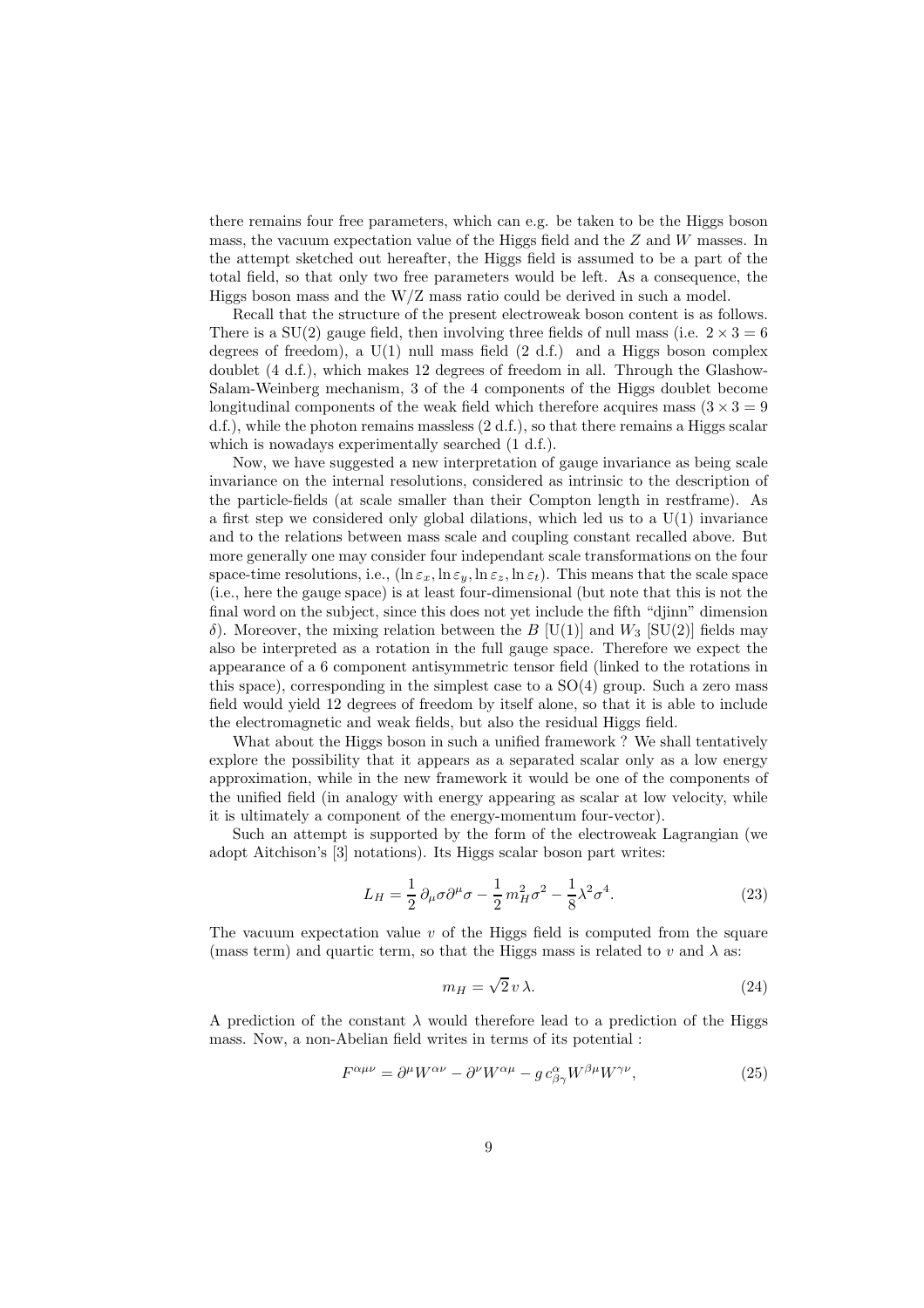there remains four free parameters, which can e.g. be taken to be the Higgs boson mass, the vacuum expectation value of the Higgs field and the $Z$ and $W$ masses. In the attempt sketched out hereafter, the Higgs field is assumed to be a part of the total field, so that only two free parameters would be left. As a consequence, the Higgs boson mass and the W/Z mass ratio could be derived in such a model.

Recall that the structure of the present electroweak boson content is as follows. There is a SU(2) gauge field, then involving three fields of null mass (i.e. $2 \times 3 = 6$ degrees of freedom), a U(1) null mass field (2 d.f.) and a Higgs boson complex doublet (4 d.f.), which makes 12 degrees of freedom in all. Through the Glashow-Salam-Weinberg mechanism, 3 of the 4 components of the Higgs doublet become longitudinal components of the weak field which therefore acquires mass ($3 \times 3 = 9$ d.f.), while the photon remains massless (2 d.f.), so that there remains a Higgs scalar which is nowadays experimentally searched (1 d.f.).

Now, we have suggested a new interpretation of gauge invariance as being scale invariance on the internal resolutions, considered as intrinsic to the description of the particle-fields (at scale smaller than their Compton length in restframe). As a first step we considered only global dilations, which led us to a U(1) invariance and to the relations between mass scale and coupling constant recalled above. But more generally one may consider four independant scale transformations on the four space-time resolutions, i.e., $(\ln \varepsilon_x, \ln \varepsilon_y, \ln \varepsilon_z, \ln \varepsilon_t)$. This means that the scale space (i.e., here the gauge space) is at least four-dimensional (but note that this is not the final word on the subject, since this does not yet include the fifth "djinn" dimension $\delta$). Moreover, the mixing relation between the $B$ [U(1)] and $W_3$ [SU(2)] fields may also be interpreted as a rotation in the full gauge space. Therefore we expect the appearance of a 6 component antisymmetric tensor field (linked to the rotations in this space), corresponding in the simplest case to a SO(4) group. Such a zero mass field would yield 12 degrees of freedom by itself alone, so that it is able to include the electromagnetic and weak fields, but also the residual Higgs field.

What about the Higgs boson in such a unified framework ? We shall tentatively explore the possibility that it appears as a separated scalar only as a low energy approximation, while in the new framework it would be one of the components of the unified field (in analogy with energy appearing as scalar at low velocity, while it is ultimately a component of the energy-momentum four-vector).

Such an attempt is supported by the form of the electroweak Lagrangian (we adopt Aitchison's [3] notations). Its Higgs scalar boson part writes:

$$L_H = \frac{1}{2}\, \partial_\mu \sigma \partial^\mu \sigma - \frac{1}{2}\, m_H^2 \sigma^2 - \frac{1}{8} \lambda^2 \sigma^4. \tag{23}$$

The vacuum expectation value $v$ of the Higgs field is computed from the square (mass term) and quartic term, so that the Higgs mass is related to $v$ and $\lambda$ as:

$$m_H = \sqrt{2}\, v\, \lambda. \tag{24}$$

A prediction of the constant $\lambda$ would therefore lead to a prediction of the Higgs mass. Now, a non-Abelian field writes in terms of its potential :

$$F^{\alpha\mu\nu} = \partial^\mu W^{\alpha\nu} - \partial^\nu W^{\alpha\mu} - g\, c^\alpha_{\beta\gamma} W^{\beta\mu} W^{\gamma\nu}, \tag{25}$$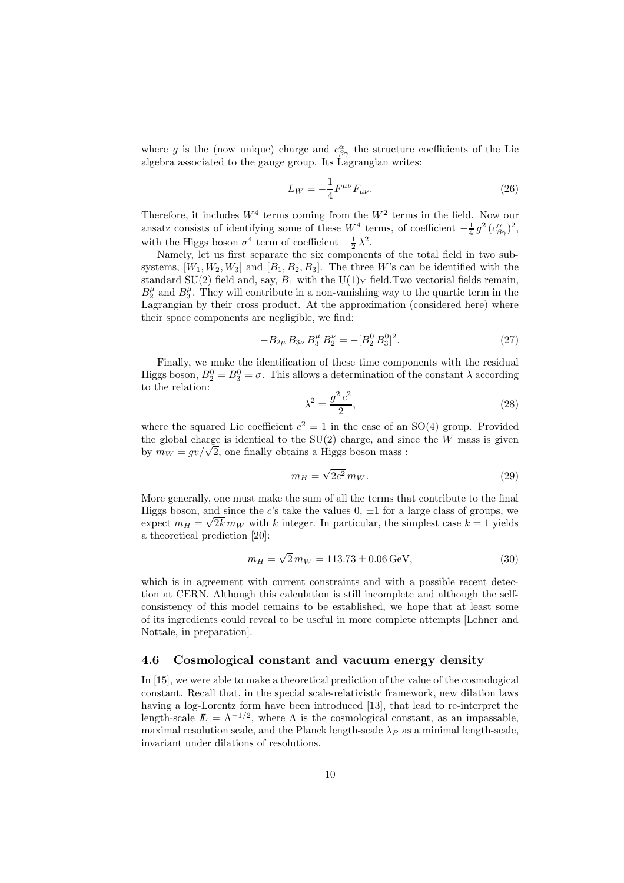where $g$ is the (now unique) charge and $c^{\alpha}_{\beta\gamma}$ the structure coefficients of the Lie algebra associated to the gauge group. Its Lagrangian writes:

$$L_W = -\frac{1}{4} F^{\mu\nu} F_{\mu\nu}. \tag{26}$$

Therefore, it includes $W^4$ terms coming from the $W^2$ terms in the field. Now our ansatz consists of identifying some of these $W^4$ terms, of coefficient $-\frac{1}{4} g^2 (c^{\alpha}_{\beta\gamma})^2$, with the Higgs boson $\sigma^4$ term of coefficient $-\frac{1}{2}\lambda^2$.

Namely, let us first separate the six components of the total field in two subsystems, $[W_1, W_2, W_3]$ and $[B_1, B_2, B_3]$. The three $W$'s can be identified with the standard SU(2) field and, say, $B_1$ with the $\mathrm{U(1)_Y}$ field.Two vectorial fields remain, $B_2^{\mu}$ and $B_3^{\mu}$. They will contribute in a non-vanishing way to the quartic term in the Lagrangian by their cross product. At the approximation (considered here) where their space components are negligible, we find:

$$-B_{2\mu}\, B_{3\nu}\, B_3^{\mu}\, B_2^{\nu} = -[B_2^0\, B_3^0]^2. \tag{27}$$

Finally, we make the identification of these time components with the residual Higgs boson, $B_2^0 = B_3^0 = \sigma$. This allows a determination of the constant $\lambda$ according to the relation:

$$\lambda^2 = \frac{g^2\, c^2}{2}, \tag{28}$$

where the squared Lie coefficient $c^2 = 1$ in the case of an SO(4) group. Provided the global charge is identical to the SU(2) charge, and since the $W$ mass is given by $m_W = gv/\sqrt{2}$, one finally obtains a Higgs boson mass :

$$m_H = \sqrt{2c^2}\, m_W. \tag{29}$$

More generally, one must make the sum of all the terms that contribute to the final Higgs boson, and since the $c$'s take the values 0, $\pm 1$ for a large class of groups, we expect $m_H = \sqrt{2k}\, m_W$ with $k$ integer. In particular, the simplest case $k = 1$ yields a theoretical prediction [20]:

$$m_H = \sqrt{2}\, m_W = 113.73 \pm 0.06\,\mathrm{GeV}, \tag{30}$$

which is in agreement with current constraints and with a possible recent detection at CERN. Although this calculation is still incomplete and although the self-consistency of this model remains to be established, we hope that at least some of its ingredients could reveal to be useful in more complete attempts [Lehner and Nottale, in preparation].

### 4.6 Cosmological constant and vacuum energy density

In [15], we were able to make a theoretical prediction of the value of the cosmological constant. Recall that, in the special scale-relativistic framework, new dilation laws having a log-Lorentz form have been introduced [13], that lead to re-interpret the length-scale $\mathbb{L} = \Lambda^{-1/2}$, where $\Lambda$ is the cosmological constant, as an impassable, maximal resolution scale, and the Planck length-scale $\lambda_P$ as a minimal length-scale, invariant under dilations of resolutions.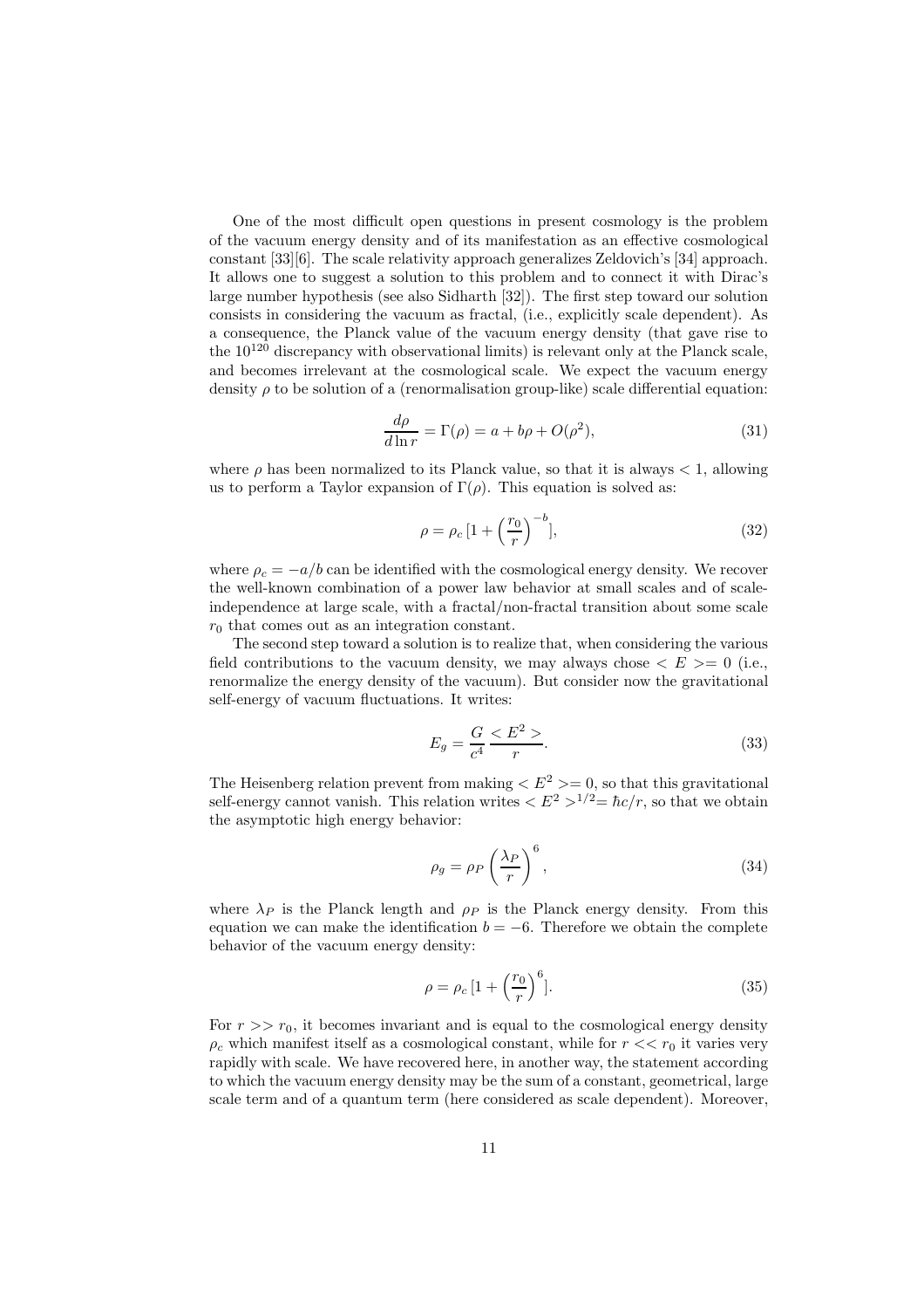One of the most difficult open questions in present cosmology is the problem of the vacuum energy density and of its manifestation as an effective cosmological constant [33][6]. The scale relativity approach generalizes Zeldovich's [34] approach. It allows one to suggest a solution to this problem and to connect it with Dirac's large number hypothesis (see also Sidharth [32]). The first step toward our solution consists in considering the vacuum as fractal, (i.e., explicitly scale dependent). As a consequence, the Planck value of the vacuum energy density (that gave rise to the $10^{120}$ discrepancy with observational limits) is relevant only at the Planck scale, and becomes irrelevant at the cosmological scale. We expect the vacuum energy density $\rho$ to be solution of a (renormalisation group-like) scale differential equation:

$$\frac{d\rho}{d\ln r} = \Gamma(\rho) = a + b\rho + O(\rho^2), \tag{31}$$

where $\rho$ has been normalized to its Planck value, so that it is always $< 1$, allowing us to perform a Taylor expansion of $\Gamma(\rho)$. This equation is solved as:

$$\rho = \rho_c \, [1 + \left(\frac{r_0}{r}\right)^{-b}], \tag{32}$$

where $\rho_c = -a/b$ can be identified with the cosmological energy density. We recover the well-known combination of a power law behavior at small scales and of scale-independence at large scale, with a fractal/non-fractal transition about some scale $r_0$ that comes out as an integration constant.

The second step toward a solution is to realize that, when considering the various field contributions to the vacuum density, we may always chose $< E >= 0$ (i.e., renormalize the energy density of the vacuum). But consider now the gravitational self-energy of vacuum fluctuations. It writes:

$$E_g = \frac{G}{c^4} \frac{< E^2 >}{r}. \tag{33}$$

The Heisenberg relation prevent from making $< E^2 >= 0$, so that this gravitational self-energy cannot vanish. This relation writes $< E^2 >^{1/2} = \hbar c/r$, so that we obtain the asymptotic high energy behavior:

$$\rho_g = \rho_P \left(\frac{\lambda_P}{r}\right)^6, \tag{34}$$

where $\lambda_P$ is the Planck length and $\rho_P$ is the Planck energy density. From this equation we can make the identification $b = -6$. Therefore we obtain the complete behavior of the vacuum energy density:

$$\rho = \rho_c \, [1 + \left(\frac{r_0}{r}\right)^6]. \tag{35}$$

For $r >> r_0$, it becomes invariant and is equal to the cosmological energy density $\rho_c$ which manifest itself as a cosmological constant, while for $r << r_0$ it varies very rapidly with scale. We have recovered here, in another way, the statement according to which the vacuum energy density may be the sum of a constant, geometrical, large scale term and of a quantum term (here considered as scale dependent). Moreover,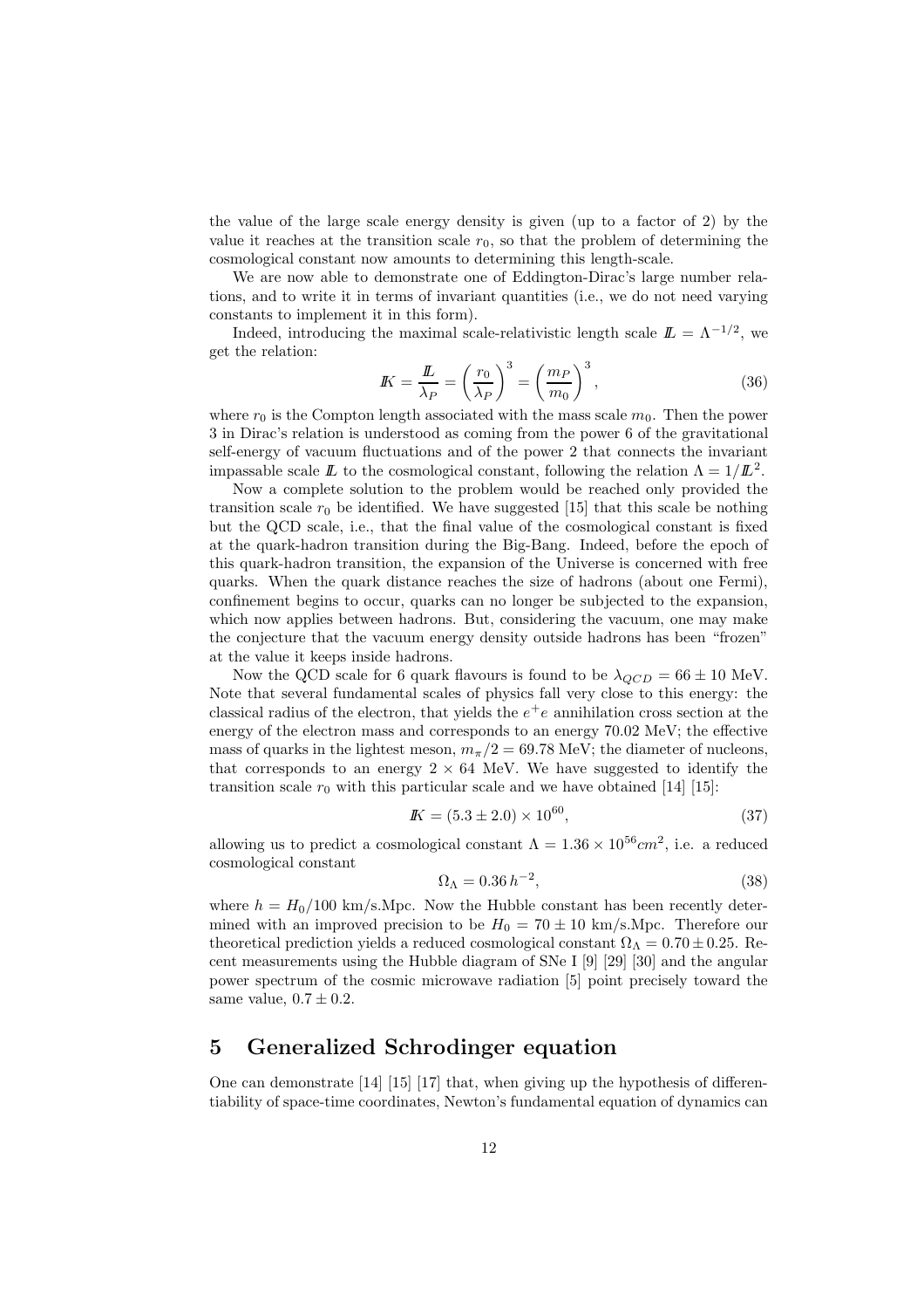the value of the large scale energy density is given (up to a factor of 2) by the value it reaches at the transition scale $r_0$, so that the problem of determining the cosmological constant now amounts to determining this length-scale.

We are now able to demonstrate one of Eddington-Dirac's large number relations, and to write it in terms of invariant quantities (i.e., we do not need varying constants to implement it in this form).

Indeed, introducing the maximal scale-relativistic length scale $\mathbb{L} = \Lambda^{-1/2}$, we get the relation:

$$\mathbb{K} = \frac{\mathbb{L}}{\lambda_P} = \left(\frac{r_0}{\lambda_P}\right)^3 = \left(\frac{m_P}{m_0}\right)^3, \tag{36}$$

where $r_0$ is the Compton length associated with the mass scale $m_0$. Then the power 3 in Dirac's relation is understood as coming from the power 6 of the gravitational self-energy of vacuum fluctuations and of the power 2 that connects the invariant impassable scale $\mathbb{L}$ to the cosmological constant, following the relation $\Lambda = 1/\mathbb{L}^2$.

Now a complete solution to the problem would be reached only provided the transition scale $r_0$ be identified. We have suggested [15] that this scale be nothing but the QCD scale, i.e., that the final value of the cosmological constant is fixed at the quark-hadron transition during the Big-Bang. Indeed, before the epoch of this quark-hadron transition, the expansion of the Universe is concerned with free quarks. When the quark distance reaches the size of hadrons (about one Fermi), confinement begins to occur, quarks can no longer be subjected to the expansion, which now applies between hadrons. But, considering the vacuum, one may make the conjecture that the vacuum energy density outside hadrons has been "frozen" at the value it keeps inside hadrons.

Now the QCD scale for 6 quark flavours is found to be $\lambda_{QCD} = 66 \pm 10$ MeV. Note that several fundamental scales of physics fall very close to this energy: the classical radius of the electron, that yields the $e^+e$ annihilation cross section at the energy of the electron mass and corresponds to an energy 70.02 MeV; the effective mass of quarks in the lightest meson, $m_\pi/2 = 69.78$ MeV; the diameter of nucleons, that corresponds to an energy $2 \times 64$ MeV. We have suggested to identify the transition scale $r_0$ with this particular scale and we have obtained [14] [15]:

$$\mathbb{K} = (5.3 \pm 2.0) \times 10^{60}, \tag{37}$$

allowing us to predict a cosmological constant $\Lambda = 1.36 \times 10^{56} cm^2$, i.e. a reduced cosmological constant

$$\Omega_\Lambda = 0.36\, h^{-2}, \tag{38}$$

where $h = H_0/100$ km/s.Mpc. Now the Hubble constant has been recently determined with an improved precision to be $H_0 = 70 \pm 10$ km/s.Mpc. Therefore our theoretical prediction yields a reduced cosmological constant $\Omega_\Lambda = 0.70 \pm 0.25$. Recent measurements using the Hubble diagram of SNe I [9] [29] [30] and the angular power spectrum of the cosmic microwave radiation [5] point precisely toward the same value, $0.7 \pm 0.2$.

# 5 Generalized Schrodinger equation

One can demonstrate [14] [15] [17] that, when giving up the hypothesis of differentiability of space-time coordinates, Newton's fundamental equation of dynamics can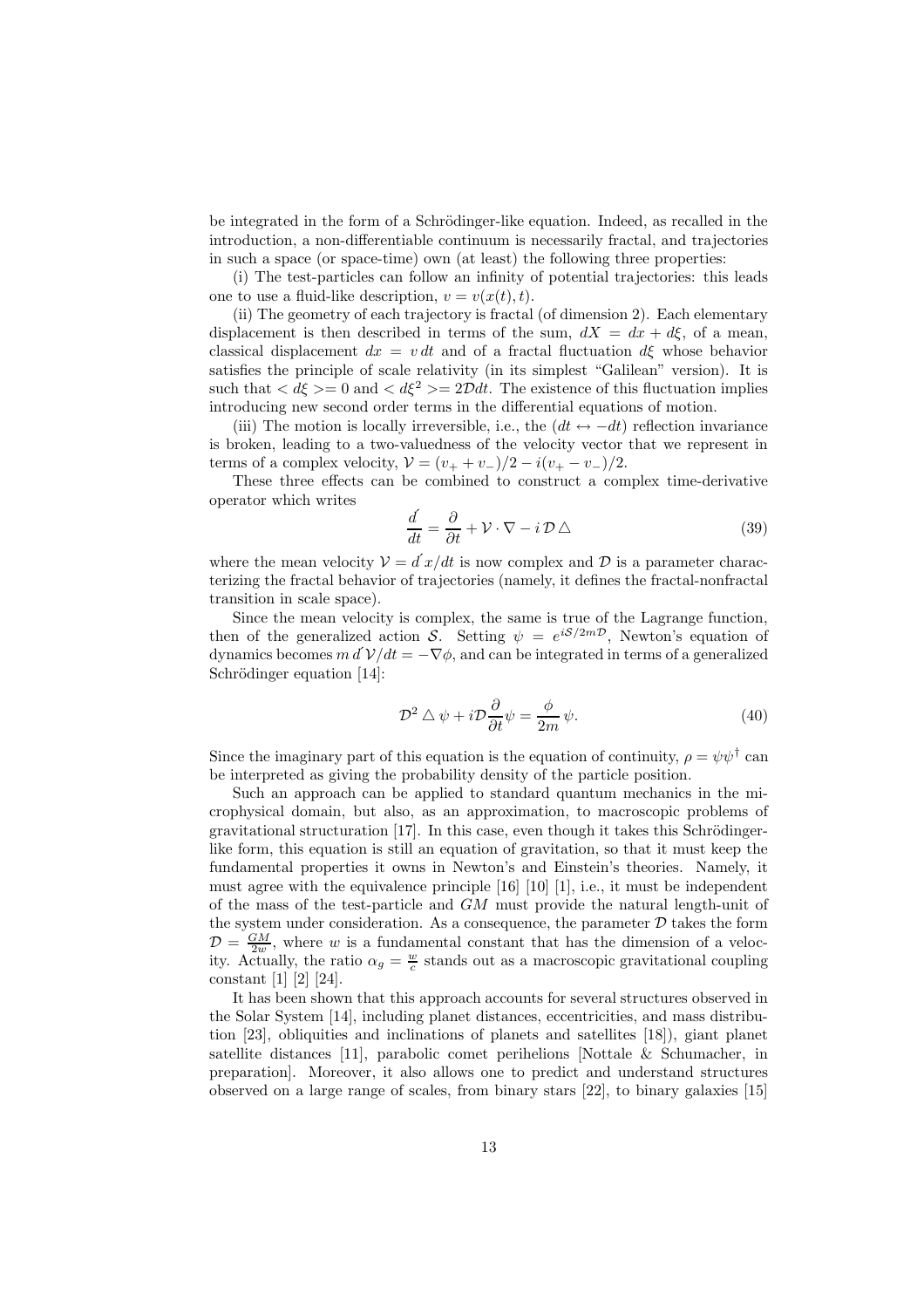be integrated in the form of a Schrödinger-like equation. Indeed, as recalled in the introduction, a non-differentiable continuum is necessarily fractal, and trajectories in such a space (or space-time) own (at least) the following three properties:

(i) The test-particles can follow an infinity of potential trajectories: this leads one to use a fluid-like description, $v = v(x(t), t)$.

(ii) The geometry of each trajectory is fractal (of dimension 2). Each elementary displacement is then described in terms of the sum, $dX = dx + d\xi$, of a mean, classical displacement $dx = v\,dt$ and of a fractal fluctuation $d\xi$ whose behavior satisfies the principle of scale relativity (in its simplest "Galilean" version). It is such that $< d\xi >= 0$ and $< d\xi^2 >= 2\mathcal{D}dt$. The existence of this fluctuation implies introducing new second order terms in the differential equations of motion.

(iii) The motion is locally irreversible, i.e., the $(dt \leftrightarrow -dt)$ reflection invariance is broken, leading to a two-valuedness of the velocity vector that we represent in terms of a complex velocity, $\mathcal{V} = (v_+ + v_-)/2 - i(v_+ - v_-)/2$.

These three effects can be combined to construct a complex time-derivative operator which writes

$$\frac{\acute{d}}{dt} = \frac{\partial}{\partial t} + \mathcal{V} \cdot \nabla - i\,\mathcal{D}\,\triangle \tag{39}$$

where the mean velocity $\mathcal{V} = \acute{d}\,x/dt$ is now complex and $\mathcal{D}$ is a parameter characterizing the fractal behavior of trajectories (namely, it defines the fractal-nonfractal transition in scale space).

Since the mean velocity is complex, the same is true of the Lagrange function, then of the generalized action $\mathcal{S}$. Setting $\psi = e^{i\mathcal{S}/2m\mathcal{D}}$, Newton's equation of dynamics becomes $m\,\acute{d}\,\mathcal{V}/dt = -\nabla\phi$, and can be integrated in terms of a generalized Schrödinger equation [14]:

$$\mathcal{D}^2 \triangle \psi + i\mathcal{D}\frac{\partial}{\partial t}\psi = \frac{\phi}{2m}\,\psi. \tag{40}$$

Since the imaginary part of this equation is the equation of continuity, $\rho = \psi\psi^\dagger$ can be interpreted as giving the probability density of the particle position.

Such an approach can be applied to standard quantum mechanics in the microphysical domain, but also, as an approximation, to macroscopic problems of gravitational structuration [17]. In this case, even though it takes this Schrödinger-like form, this equation is still an equation of gravitation, so that it must keep the fundamental properties it owns in Newton's and Einstein's theories. Namely, it must agree with the equivalence principle [16] [10] [1], i.e., it must be independent of the mass of the test-particle and $GM$ must provide the natural length-unit of the system under consideration. As a consequence, the parameter $\mathcal{D}$ takes the form $\mathcal{D} = \frac{GM}{2w}$, where $w$ is a fundamental constant that has the dimension of a velocity. Actually, the ratio $\alpha_g = \frac{w}{c}$ stands out as a macroscopic gravitational coupling constant [1] [2] [24].

It has been shown that this approach accounts for several structures observed in the Solar System [14], including planet distances, eccentricities, and mass distribution [23], obliquities and inclinations of planets and satellites [18]), giant planet satellite distances [11], parabolic comet perihelions [Nottale & Schumacher, in preparation]. Moreover, it also allows one to predict and understand structures observed on a large range of scales, from binary stars [22], to binary galaxies [15]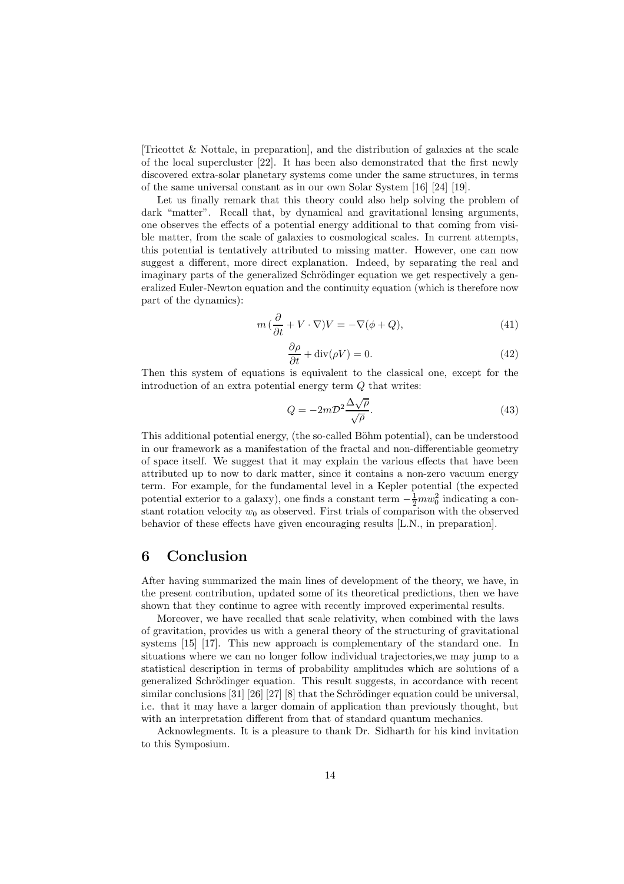[Tricottet & Nottale, in preparation], and the distribution of galaxies at the scale of the local supercluster [22]. It has been also demonstrated that the first newly discovered extra-solar planetary systems come under the same structures, in terms of the same universal constant as in our own Solar System [16] [24] [19].

Let us finally remark that this theory could also help solving the problem of dark "matter". Recall that, by dynamical and gravitational lensing arguments, one observes the effects of a potential energy additional to that coming from visible matter, from the scale of galaxies to cosmological scales. In current attempts, this potential is tentatively attributed to missing matter. However, one can now suggest a different, more direct explanation. Indeed, by separating the real and imaginary parts of the generalized Schrödinger equation we get respectively a generalized Euler-Newton equation and the continuity equation (which is therefore now part of the dynamics):

$$m\,(\frac{\partial}{\partial t} + V\cdot\nabla)V = -\nabla(\phi + Q), \tag{41}$$

$$\frac{\partial \rho}{\partial t} + \mathrm{div}(\rho V) = 0. \tag{42}$$

Then this system of equations is equivalent to the classical one, except for the introduction of an extra potential energy term $Q$ that writes:

$$Q = -2m\mathcal{D}^2 \frac{\Delta\sqrt{\rho}}{\sqrt{\rho}}. \tag{43}$$

This additional potential energy, (the so-called Böhm potential), can be understood in our framework as a manifestation of the fractal and non-differentiable geometry of space itself. We suggest that it may explain the various effects that have been attributed up to now to dark matter, since it contains a non-zero vacuum energy term. For example, for the fundamental level in a Kepler potential (the expected potential exterior to a galaxy), one finds a constant term $-\frac{1}{2}mw_0^2$ indicating a constant rotation velocity $w_0$ as observed. First trials of comparison with the observed behavior of these effects have given encouraging results [L.N., in preparation].

## 6 Conclusion

After having summarized the main lines of development of the theory, we have, in the present contribution, updated some of its theoretical predictions, then we have shown that they continue to agree with recently improved experimental results.

Moreover, we have recalled that scale relativity, when combined with the laws of gravitation, provides us with a general theory of the structuring of gravitational systems [15] [17]. This new approach is complementary of the standard one. In situations where we can no longer follow individual trajectories,we may jump to a statistical description in terms of probability amplitudes which are solutions of a generalized Schrödinger equation. This result suggests, in accordance with recent similar conclusions [31] [26] [27] [8] that the Schrödinger equation could be universal, i.e. that it may have a larger domain of application than previously thought, but with an interpretation different from that of standard quantum mechanics.

Acknowlegments. It is a pleasure to thank Dr. Sidharth for his kind invitation to this Symposium.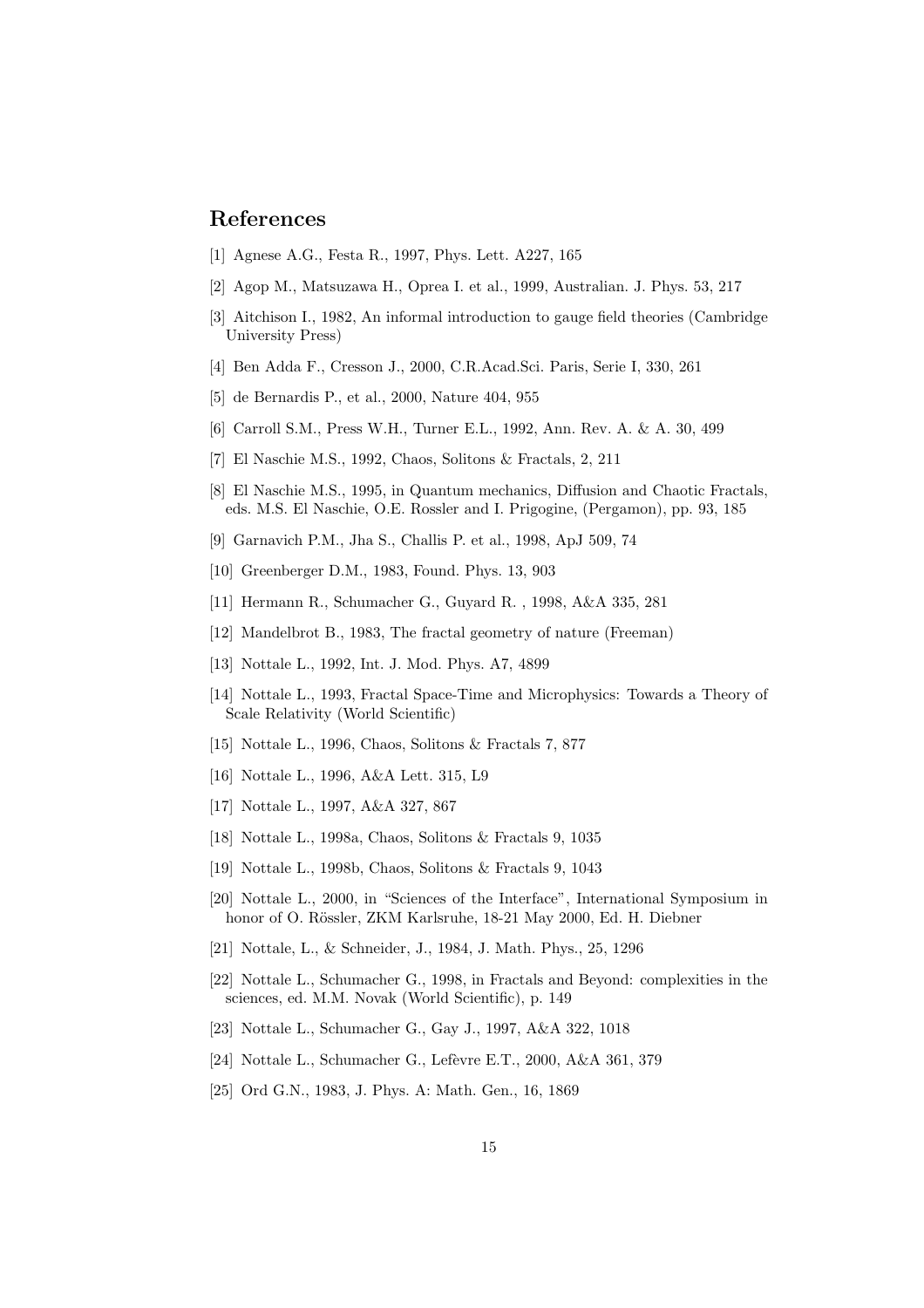## References

[1] Agnese A.G., Festa R., 1997, Phys. Lett. A227, 165

[2] Agop M., Matsuzawa H., Oprea I. et al., 1999, Australian. J. Phys. 53, 217

[3] Aitchison I., 1982, An informal introduction to gauge field theories (Cambridge University Press)

[4] Ben Adda F., Cresson J., 2000, C.R.Acad.Sci. Paris, Serie I, 330, 261

[5] de Bernardis P., et al., 2000, Nature 404, 955

[6] Carroll S.M., Press W.H., Turner E.L., 1992, Ann. Rev. A. & A. 30, 499

[7] El Naschie M.S., 1992, Chaos, Solitons & Fractals, 2, 211

[8] El Naschie M.S., 1995, in Quantum mechanics, Diffusion and Chaotic Fractals, eds. M.S. El Naschie, O.E. Rossler and I. Prigogine, (Pergamon), pp. 93, 185

[9] Garnavich P.M., Jha S., Challis P. et al., 1998, ApJ 509, 74

[10] Greenberger D.M., 1983, Found. Phys. 13, 903

[11] Hermann R., Schumacher G., Guyard R. , 1998, A&A 335, 281

[12] Mandelbrot B., 1983, The fractal geometry of nature (Freeman)

[13] Nottale L., 1992, Int. J. Mod. Phys. A7, 4899

[14] Nottale L., 1993, Fractal Space-Time and Microphysics: Towards a Theory of Scale Relativity (World Scientific)

[15] Nottale L., 1996, Chaos, Solitons & Fractals 7, 877

[16] Nottale L., 1996, A&A Lett. 315, L9

[17] Nottale L., 1997, A&A 327, 867

[18] Nottale L., 1998a, Chaos, Solitons & Fractals 9, 1035

[19] Nottale L., 1998b, Chaos, Solitons & Fractals 9, 1043

[20] Nottale L., 2000, in "Sciences of the Interface", International Symposium in honor of O. Rössler, ZKM Karlsruhe, 18-21 May 2000, Ed. H. Diebner

[21] Nottale, L., & Schneider, J., 1984, J. Math. Phys., 25, 1296

[22] Nottale L., Schumacher G., 1998, in Fractals and Beyond: complexities in the sciences, ed. M.M. Novak (World Scientific), p. 149

[23] Nottale L., Schumacher G., Gay J., 1997, A&A 322, 1018

[24] Nottale L., Schumacher G., Lefèvre E.T., 2000, A&A 361, 379

[25] Ord G.N., 1983, J. Phys. A: Math. Gen., 16, 1869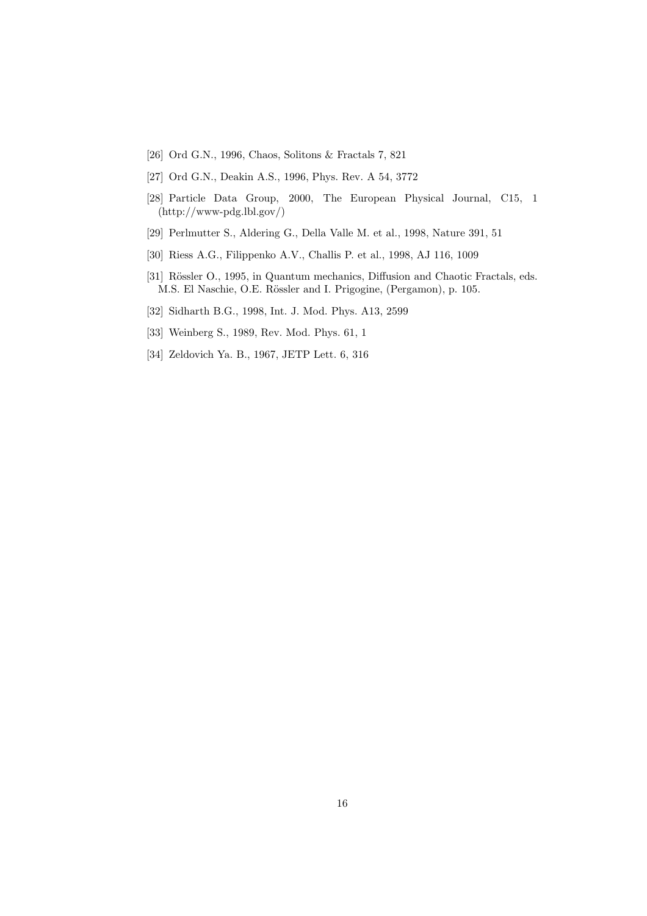[26] Ord G.N., 1996, Chaos, Solitons & Fractals 7, 821

[27] Ord G.N., Deakin A.S., 1996, Phys. Rev. A 54, 3772

[28] Particle Data Group, 2000, The European Physical Journal, C15, 1 (http://www-pdg.lbl.gov/)

[29] Perlmutter S., Aldering G., Della Valle M. et al., 1998, Nature 391, 51

[30] Riess A.G., Filippenko A.V., Challis P. et al., 1998, AJ 116, 1009

[31] Rössler O., 1995, in Quantum mechanics, Diffusion and Chaotic Fractals, eds. M.S. El Naschie, O.E. Rössler and I. Prigogine, (Pergamon), p. 105.

[32] Sidharth B.G., 1998, Int. J. Mod. Phys. A13, 2599

[33] Weinberg S., 1989, Rev. Mod. Phys. 61, 1

[34] Zeldovich Ya. B., 1967, JETP Lett. 6, 316